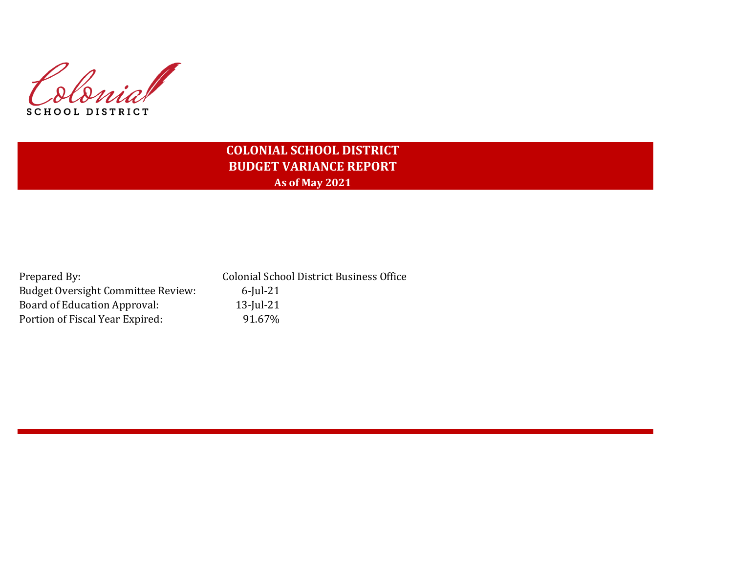Colonial
SCHOOL DISTRICT

# COLONIAL SCHOOL DISTRICT
## BUDGET VARIANCE REPORT
### As of May 2021

| | |
|---|---|
| Prepared By: | Colonial School District Business Office |
| Budget Oversight Committee Review: | 6-Jul-21 |
| Board of Education Approval: | 13-Jul-21 |
| Portion of Fiscal Year Expired: | 91.67% |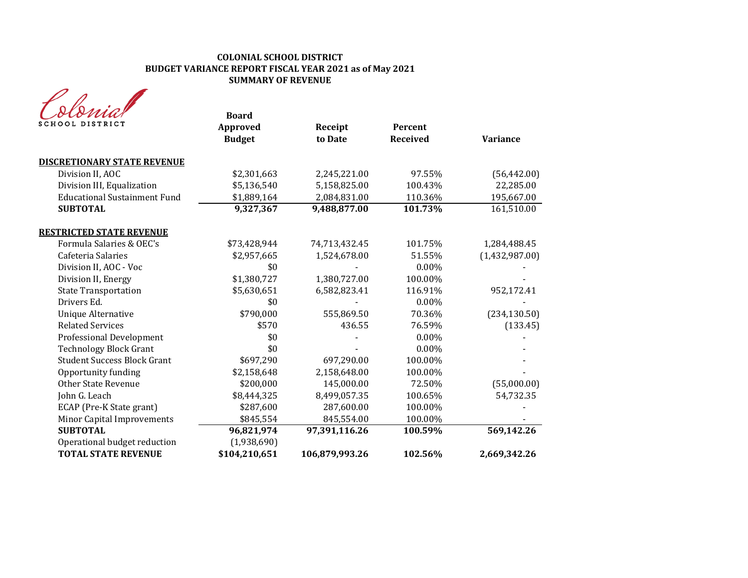**COLONIAL SCHOOL DISTRICT**
**BUDGET VARIANCE REPORT FISCAL YEAR 2021 as of May 2021**
**SUMMARY OF REVENUE**

Colonial SCHOOL DISTRICT

| | Board Approved Budget | Receipt to Date | Percent Received | Variance |
|---|---|---|---|---|
| **DISCRETIONARY STATE REVENUE** | | | | |
| Division II, AOC | $2,301,663 | 2,245,221.00 | 97.55% | (56,442.00) |
| Division III, Equalization | $5,136,540 | 5,158,825.00 | 100.43% | 22,285.00 |
| Educational Sustainment Fund | $1,889,164 | 2,084,831.00 | 110.36% | 195,667.00 |
| **SUBTOTAL** | **9,327,367** | **9,488,877.00** | **101.73%** | 161,510.00 |
| **RESTRICTED STATE REVENUE** | | | | |
| Formula Salaries & OEC's | $73,428,944 | 74,713,432.45 | 101.75% | 1,284,488.45 |
| Cafeteria Salaries | $2,957,665 | 1,524,678.00 | 51.55% | (1,432,987.00) |
| Division II, AOC - Voc | $0 | - | 0.00% | - |
| Division II, Energy | $1,380,727 | 1,380,727.00 | 100.00% | - |
| State Transportation | $5,630,651 | 6,582,823.41 | 116.91% | 952,172.41 |
| Drivers Ed. | $0 | - | 0.00% | - |
| Unique Alternative | $790,000 | 555,869.50 | 70.36% | (234,130.50) |
| Related Services | $570 | 436.55 | 76.59% | (133.45) |
| Professional Development | $0 | - | 0.00% | - |
| Technology Block Grant | $0 | - | 0.00% | - |
| Student Success Block Grant | $697,290 | 697,290.00 | 100.00% | - |
| Opportunity funding | $2,158,648 | 2,158,648.00 | 100.00% | - |
| Other State Revenue | $200,000 | 145,000.00 | 72.50% | (55,000.00) |
| John G. Leach | $8,444,325 | 8,499,057.35 | 100.65% | 54,732.35 |
| ECAP (Pre-K State grant) | $287,600 | 287,600.00 | 100.00% | - |
| Minor Capital Improvements | $845,554 | 845,554.00 | 100.00% | - |
| **SUBTOTAL** | **96,821,974** | **97,391,116.26** | **100.59%** | **569,142.26** |
| Operational budget reduction | (1,938,690) | | | |
| **TOTAL STATE REVENUE** | **$104,210,651** | **106,879,993.26** | **102.56%** | **2,669,342.26** |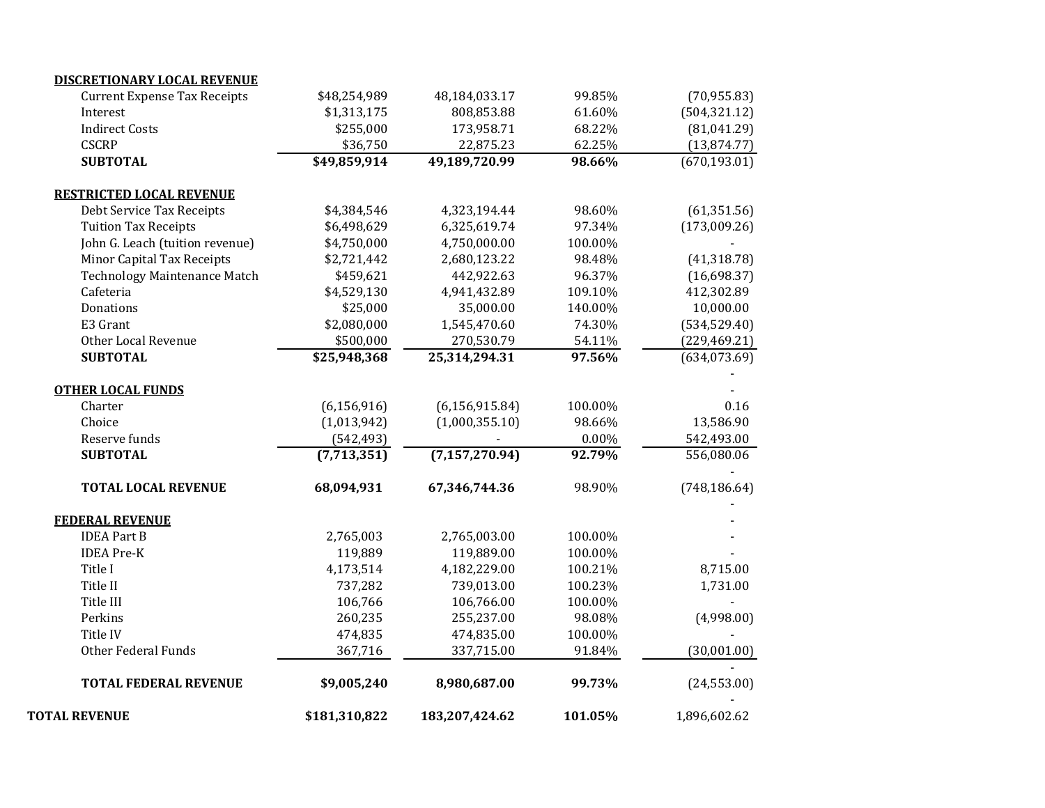| | | | | |
|---|---|---|---|---|
| **DISCRETIONARY LOCAL REVENUE** | | | | |
| Current Expense Tax Receipts | $48,254,989 | 48,184,033.17 | 99.85% | (70,955.83) |
| Interest | $1,313,175 | 808,853.88 | 61.60% | (504,321.12) |
| Indirect Costs | $255,000 | 173,958.71 | 68.22% | (81,041.29) |
| CSCRP | $36,750 | 22,875.23 | 62.25% | (13,874.77) |
| **SUBTOTAL** | **$49,859,914** | **49,189,720.99** | **98.66%** | (670,193.01) |
| | | | | |
| **RESTRICTED LOCAL REVENUE** | | | | |
| Debt Service Tax Receipts | $4,384,546 | 4,323,194.44 | 98.60% | (61,351.56) |
| Tuition Tax Receipts | $6,498,629 | 6,325,619.74 | 97.34% | (173,009.26) |
| John G. Leach (tuition revenue) | $4,750,000 | 4,750,000.00 | 100.00% | - |
| Minor Capital Tax Receipts | $2,721,442 | 2,680,123.22 | 98.48% | (41,318.78) |
| Technology Maintenance Match | $459,621 | 442,922.63 | 96.37% | (16,698.37) |
| Cafeteria | $4,529,130 | 4,941,432.89 | 109.10% | 412,302.89 |
| Donations | $25,000 | 35,000.00 | 140.00% | 10,000.00 |
| E3 Grant | $2,080,000 | 1,545,470.60 | 74.30% | (534,529.40) |
| Other Local Revenue | $500,000 | 270,530.79 | 54.11% | (229,469.21) |
| **SUBTOTAL** | **$25,948,368** | **25,314,294.31** | **97.56%** | (634,073.69) |
| | | | | - |
| **OTHER LOCAL FUNDS** | | | | - |
| Charter | (6,156,916) | (6,156,915.84) | 100.00% | 0.16 |
| Choice | (1,013,942) | (1,000,355.10) | 98.66% | 13,586.90 |
| Reserve funds | (542,493) | - | 0.00% | 542,493.00 |
| **SUBTOTAL** | **(7,713,351)** | **(7,157,270.94)** | **92.79%** | 556,080.06 |
| | | | | - |
| **TOTAL LOCAL REVENUE** | **68,094,931** | **67,346,744.36** | 98.90% | (748,186.64) |
| | | | | - |
| **FEDERAL REVENUE** | | | | - |
| IDEA Part B | 2,765,003 | 2,765,003.00 | 100.00% | - |
| IDEA Pre-K | 119,889 | 119,889.00 | 100.00% | - |
| Title I | 4,173,514 | 4,182,229.00 | 100.21% | 8,715.00 |
| Title II | 737,282 | 739,013.00 | 100.23% | 1,731.00 |
| Title III | 106,766 | 106,766.00 | 100.00% | - |
| Perkins | 260,235 | 255,237.00 | 98.08% | (4,998.00) |
| Title IV | 474,835 | 474,835.00 | 100.00% | - |
| Other Federal Funds | 367,716 | 337,715.00 | 91.84% | (30,001.00) |
| | | | | - |
| **TOTAL FEDERAL REVENUE** | **$9,005,240** | **8,980,687.00** | **99.73%** | (24,553.00) |
| | | | | - |
| **TOTAL REVENUE** | **$181,310,822** | **183,207,424.62** | **101.05%** | 1,896,602.62 |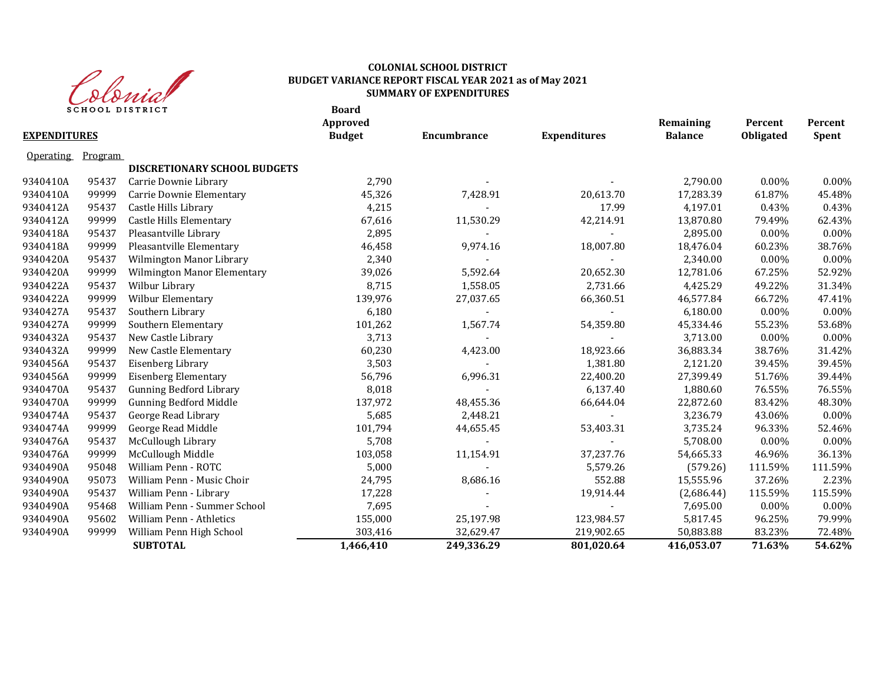**COLONIAL SCHOOL DISTRICT**
**BUDGET VARIANCE REPORT FISCAL YEAR 2021 as of May 2021**
**SUMMARY OF EXPENDITURES**

| **EXPENDITURES** | | | **Board Approved Budget** | **Encumbrance** | **Expenditures** | **Remaining Balance** | **Percent Obligated** | **Percent Spent** |
|---|---|---|---|---|---|---|---|---|
| Operating | Program | | | | | | | |
| | | **DISCRETIONARY SCHOOL BUDGETS** | | | | | | |
| 9340410A | 95437 | Carrie Downie Library | 2,790 | - | - | 2,790.00 | 0.00% | 0.00% |
| 9340410A | 99999 | Carrie Downie Elementary | 45,326 | 7,428.91 | 20,613.70 | 17,283.39 | 61.87% | 45.48% |
| 9340412A | 95437 | Castle Hills Library | 4,215 | - | 17.99 | 4,197.01 | 0.43% | 0.43% |
| 9340412A | 99999 | Castle Hills Elementary | 67,616 | 11,530.29 | 42,214.91 | 13,870.80 | 79.49% | 62.43% |
| 9340418A | 95437 | Pleasantville Library | 2,895 | - | - | 2,895.00 | 0.00% | 0.00% |
| 9340418A | 99999 | Pleasantville Elementary | 46,458 | 9,974.16 | 18,007.80 | 18,476.04 | 60.23% | 38.76% |
| 9340420A | 95437 | Wilmington Manor Library | 2,340 | - | - | 2,340.00 | 0.00% | 0.00% |
| 9340420A | 99999 | Wilmington Manor Elementary | 39,026 | 5,592.64 | 20,652.30 | 12,781.06 | 67.25% | 52.92% |
| 9340422A | 95437 | Wilbur Library | 8,715 | 1,558.05 | 2,731.66 | 4,425.29 | 49.22% | 31.34% |
| 9340422A | 99999 | Wilbur Elementary | 139,976 | 27,037.65 | 66,360.51 | 46,577.84 | 66.72% | 47.41% |
| 9340427A | 95437 | Southern Library | 6,180 | - | - | 6,180.00 | 0.00% | 0.00% |
| 9340427A | 99999 | Southern Elementary | 101,262 | 1,567.74 | 54,359.80 | 45,334.46 | 55.23% | 53.68% |
| 9340432A | 95437 | New Castle Library | 3,713 | - | - | 3,713.00 | 0.00% | 0.00% |
| 9340432A | 99999 | New Castle Elementary | 60,230 | 4,423.00 | 18,923.66 | 36,883.34 | 38.76% | 31.42% |
| 9340456A | 95437 | Eisenberg Library | 3,503 | - | 1,381.80 | 2,121.20 | 39.45% | 39.45% |
| 9340456A | 99999 | Eisenberg Elementary | 56,796 | 6,996.31 | 22,400.20 | 27,399.49 | 51.76% | 39.44% |
| 9340470A | 95437 | Gunning Bedford Library | 8,018 | - | 6,137.40 | 1,880.60 | 76.55% | 76.55% |
| 9340470A | 99999 | Gunning Bedford Middle | 137,972 | 48,455.36 | 66,644.04 | 22,872.60 | 83.42% | 48.30% |
| 9340474A | 95437 | George Read Library | 5,685 | 2,448.21 | - | 3,236.79 | 43.06% | 0.00% |
| 9340474A | 99999 | George Read Middle | 101,794 | 44,655.45 | 53,403.31 | 3,735.24 | 96.33% | 52.46% |
| 9340476A | 95437 | McCullough Library | 5,708 | - | - | 5,708.00 | 0.00% | 0.00% |
| 9340476A | 99999 | McCullough Middle | 103,058 | 11,154.91 | 37,237.76 | 54,665.33 | 46.96% | 36.13% |
| 9340490A | 95048 | William Penn - ROTC | 5,000 | - | 5,579.26 | (579.26) | 111.59% | 111.59% |
| 9340490A | 95073 | William Penn - Music Choir | 24,795 | 8,686.16 | 552.88 | 15,555.96 | 37.26% | 2.23% |
| 9340490A | 95437 | William Penn - Library | 17,228 | - | 19,914.44 | (2,686.44) | 115.59% | 115.59% |
| 9340490A | 95468 | William Penn - Summer School | 7,695 | - | - | 7,695.00 | 0.00% | 0.00% |
| 9340490A | 95602 | William Penn - Athletics | 155,000 | 25,197.98 | 123,984.57 | 5,817.45 | 96.25% | 79.99% |
| 9340490A | 99999 | William Penn High School | 303,416 | 32,629.47 | 219,902.65 | 50,883.88 | 83.23% | 72.48% |
| | | **SUBTOTAL** | **1,466,410** | **249,336.29** | **801,020.64** | **416,053.07** | **71.63%** | **54.62%** |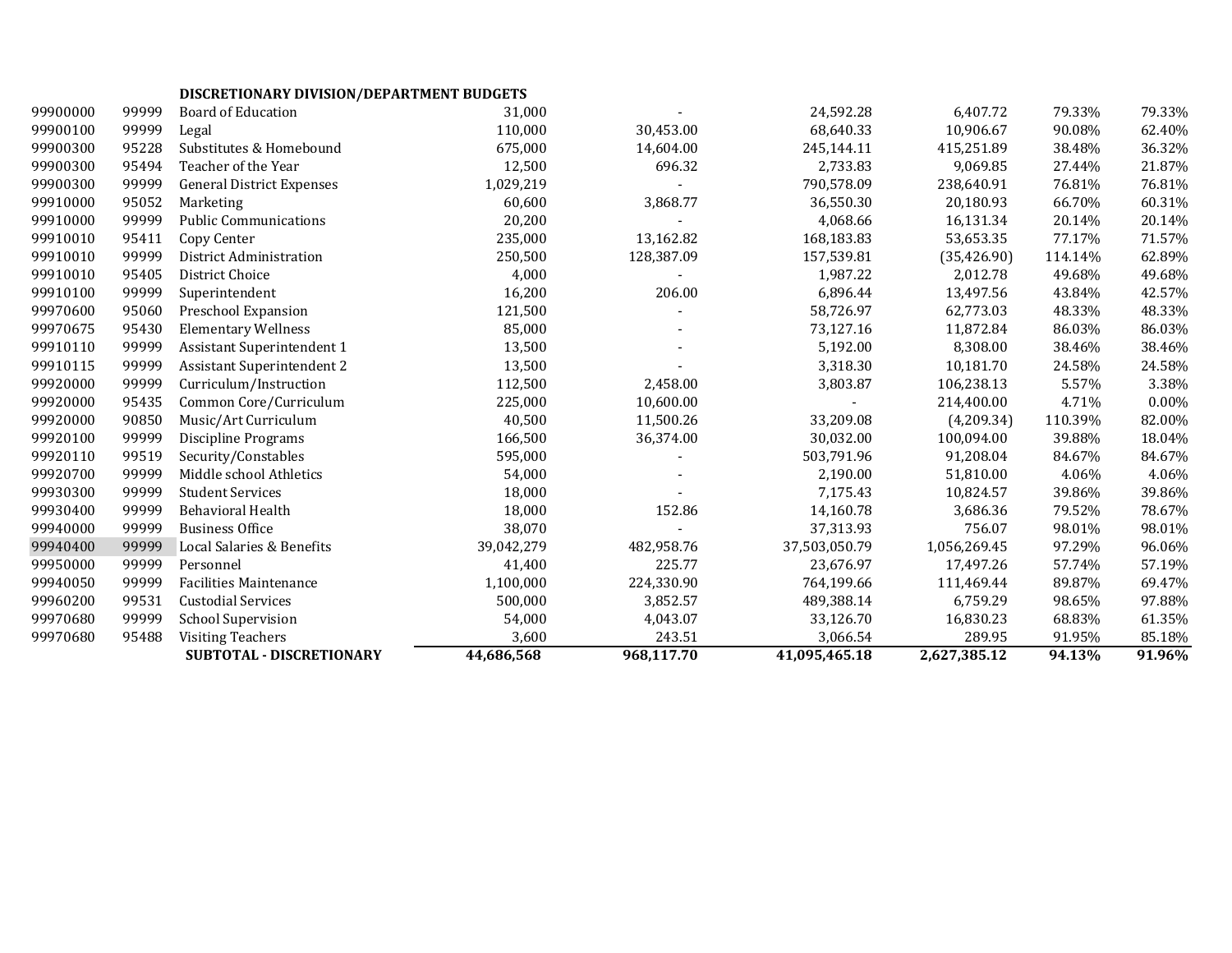| | | DISCRETIONARY DIVISION/DEPARTMENT BUDGETS | | | | | | |
|---|---|---|---|---|---|---|---|---|
| 99900000 | 99999 | Board of Education | 31,000 | - | 24,592.28 | 6,407.72 | 79.33% | 79.33% |
| 99900100 | 99999 | Legal | 110,000 | 30,453.00 | 68,640.33 | 10,906.67 | 90.08% | 62.40% |
| 99900300 | 95228 | Substitutes & Homebound | 675,000 | 14,604.00 | 245,144.11 | 415,251.89 | 38.48% | 36.32% |
| 99900300 | 95494 | Teacher of the Year | 12,500 | 696.32 | 2,733.83 | 9,069.85 | 27.44% | 21.87% |
| 99900300 | 99999 | General District Expenses | 1,029,219 | - | 790,578.09 | 238,640.91 | 76.81% | 76.81% |
| 99910000 | 95052 | Marketing | 60,600 | 3,868.77 | 36,550.30 | 20,180.93 | 66.70% | 60.31% |
| 99910000 | 99999 | Public Communications | 20,200 | - | 4,068.66 | 16,131.34 | 20.14% | 20.14% |
| 99910010 | 95411 | Copy Center | 235,000 | 13,162.82 | 168,183.83 | 53,653.35 | 77.17% | 71.57% |
| 99910010 | 99999 | District Administration | 250,500 | 128,387.09 | 157,539.81 | (35,426.90) | 114.14% | 62.89% |
| 99910010 | 95405 | District Choice | 4,000 | - | 1,987.22 | 2,012.78 | 49.68% | 49.68% |
| 99910100 | 99999 | Superintendent | 16,200 | 206.00 | 6,896.44 | 13,497.56 | 43.84% | 42.57% |
| 99970600 | 95060 | Preschool Expansion | 121,500 | - | 58,726.97 | 62,773.03 | 48.33% | 48.33% |
| 99970675 | 95430 | Elementary Wellness | 85,000 | - | 73,127.16 | 11,872.84 | 86.03% | 86.03% |
| 99910110 | 99999 | Assistant Superintendent 1 | 13,500 | - | 5,192.00 | 8,308.00 | 38.46% | 38.46% |
| 99910115 | 99999 | Assistant Superintendent 2 | 13,500 | - | 3,318.30 | 10,181.70 | 24.58% | 24.58% |
| 99920000 | 99999 | Curriculum/Instruction | 112,500 | 2,458.00 | 3,803.87 | 106,238.13 | 5.57% | 3.38% |
| 99920000 | 95435 | Common Core/Curriculum | 225,000 | 10,600.00 | - | 214,400.00 | 4.71% | 0.00% |
| 99920000 | 90850 | Music/Art Curriculum | 40,500 | 11,500.26 | 33,209.08 | (4,209.34) | 110.39% | 82.00% |
| 99920100 | 99999 | Discipline Programs | 166,500 | 36,374.00 | 30,032.00 | 100,094.00 | 39.88% | 18.04% |
| 99920110 | 99519 | Security/Constables | 595,000 | - | 503,791.96 | 91,208.04 | 84.67% | 84.67% |
| 99920700 | 99999 | Middle school Athletics | 54,000 | - | 2,190.00 | 51,810.00 | 4.06% | 4.06% |
| 99930300 | 99999 | Student Services | 18,000 | - | 7,175.43 | 10,824.57 | 39.86% | 39.86% |
| 99930400 | 99999 | Behavioral Health | 18,000 | 152.86 | 14,160.78 | 3,686.36 | 79.52% | 78.67% |
| 99940000 | 99999 | Business Office | 38,070 | - | 37,313.93 | 756.07 | 98.01% | 98.01% |
| 99940400 | 99999 | Local Salaries & Benefits | 39,042,279 | 482,958.76 | 37,503,050.79 | 1,056,269.45 | 97.29% | 96.06% |
| 99950000 | 99999 | Personnel | 41,400 | 225.77 | 23,676.97 | 17,497.26 | 57.74% | 57.19% |
| 99940050 | 99999 | Facilities Maintenance | 1,100,000 | 224,330.90 | 764,199.66 | 111,469.44 | 89.87% | 69.47% |
| 99960200 | 99531 | Custodial Services | 500,000 | 3,852.57 | 489,388.14 | 6,759.29 | 98.65% | 97.88% |
| 99970680 | 99999 | School Supervision | 54,000 | 4,043.07 | 33,126.70 | 16,830.23 | 68.83% | 61.35% |
| 99970680 | 95488 | Visiting Teachers | 3,600 | 243.51 | 3,066.54 | 289.95 | 91.95% | 85.18% |
| | | **SUBTOTAL - DISCRETIONARY** | **44,686,568** | **968,117.70** | **41,095,465.18** | **2,627,385.12** | **94.13%** | **91.96%** |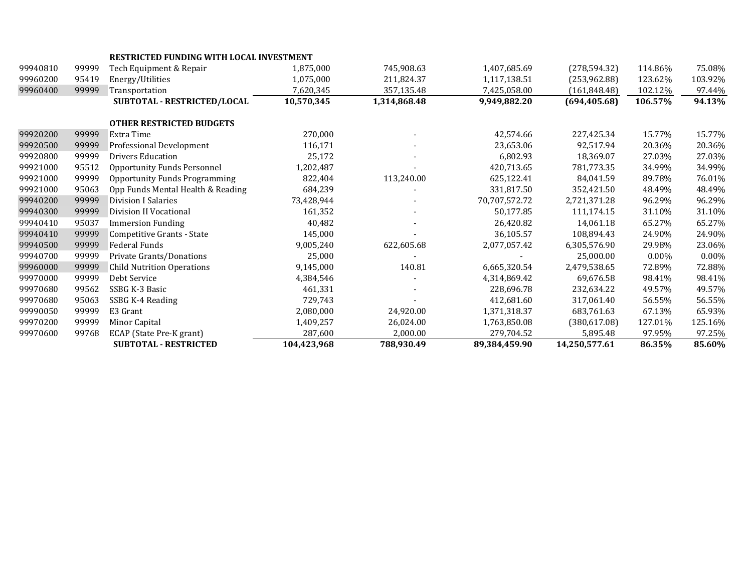| | | | | | | | | |
|---|---|---|---|---|---|---|---|---|
| | | **RESTRICTED FUNDING WITH LOCAL INVESTMENT** | | | | | | |
| 99940810 | 99999 | Tech Equipment & Repair | 1,875,000 | 745,908.63 | 1,407,685.69 | (278,594.32) | 114.86% | 75.08% |
| 99960200 | 95419 | Energy/Utilities | 1,075,000 | 211,824.37 | 1,117,138.51 | (253,962.88) | 123.62% | 103.92% |
| 99960400 | 99999 | Transportation | 7,620,345 | 357,135.48 | 7,425,058.00 | (161,848.48) | 102.12% | 97.44% |
| | | **SUBTOTAL - RESTRICTED/LOCAL** | **10,570,345** | **1,314,868.48** | **9,949,882.20** | **(694,405.68)** | **106.57%** | **94.13%** |
| | | **OTHER RESTRICTED BUDGETS** | | | | | | |
| 99920200 | 99999 | Extra Time | 270,000 | - | 42,574.66 | 227,425.34 | 15.77% | 15.77% |
| 99920500 | 99999 | Professional Development | 116,171 | - | 23,653.06 | 92,517.94 | 20.36% | 20.36% |
| 99920800 | 99999 | Drivers Education | 25,172 | - | 6,802.93 | 18,369.07 | 27.03% | 27.03% |
| 99921000 | 95512 | Opportunity Funds Personnel | 1,202,487 | - | 420,713.65 | 781,773.35 | 34.99% | 34.99% |
| 99921000 | 99999 | Opportunity Funds Programming | 822,404 | 113,240.00 | 625,122.41 | 84,041.59 | 89.78% | 76.01% |
| 99921000 | 95063 | Opp Funds Mental Health & Reading | 684,239 | - | 331,817.50 | 352,421.50 | 48.49% | 48.49% |
| 99940200 | 99999 | Division I Salaries | 73,428,944 | - | 70,707,572.72 | 2,721,371.28 | 96.29% | 96.29% |
| 99940300 | 99999 | Division II Vocational | 161,352 | - | 50,177.85 | 111,174.15 | 31.10% | 31.10% |
| 99940410 | 95037 | Immersion Funding | 40,482 | - | 26,420.82 | 14,061.18 | 65.27% | 65.27% |
| 99940410 | 99999 | Competitive Grants - State | 145,000 | - | 36,105.57 | 108,894.43 | 24.90% | 24.90% |
| 99940500 | 99999 | Federal Funds | 9,005,240 | 622,605.68 | 2,077,057.42 | 6,305,576.90 | 29.98% | 23.06% |
| 99940700 | 99999 | Private Grants/Donations | 25,000 | - | - | 25,000.00 | 0.00% | 0.00% |
| 99960000 | 99999 | Child Nutrition Operations | 9,145,000 | 140.81 | 6,665,320.54 | 2,479,538.65 | 72.89% | 72.88% |
| 99970000 | 99999 | Debt Service | 4,384,546 | - | 4,314,869.42 | 69,676.58 | 98.41% | 98.41% |
| 99970680 | 99562 | SSBG K-3 Basic | 461,331 | - | 228,696.78 | 232,634.22 | 49.57% | 49.57% |
| 99970680 | 95063 | SSBG K-4 Reading | 729,743 | - | 412,681.60 | 317,061.40 | 56.55% | 56.55% |
| 99990050 | 99999 | E3 Grant | 2,080,000 | 24,920.00 | 1,371,318.37 | 683,761.63 | 67.13% | 65.93% |
| 99970200 | 99999 | Minor Capital | 1,409,257 | 26,024.00 | 1,763,850.08 | (380,617.08) | 127.01% | 125.16% |
| 99970600 | 99768 | ECAP (State Pre-K grant) | 287,600 | 2,000.00 | 279,704.52 | 5,895.48 | 97.95% | 97.25% |
| | | **SUBTOTAL - RESTRICTED** | **104,423,968** | **788,930.49** | **89,384,459.90** | **14,250,577.61** | **86.35%** | **85.60%** |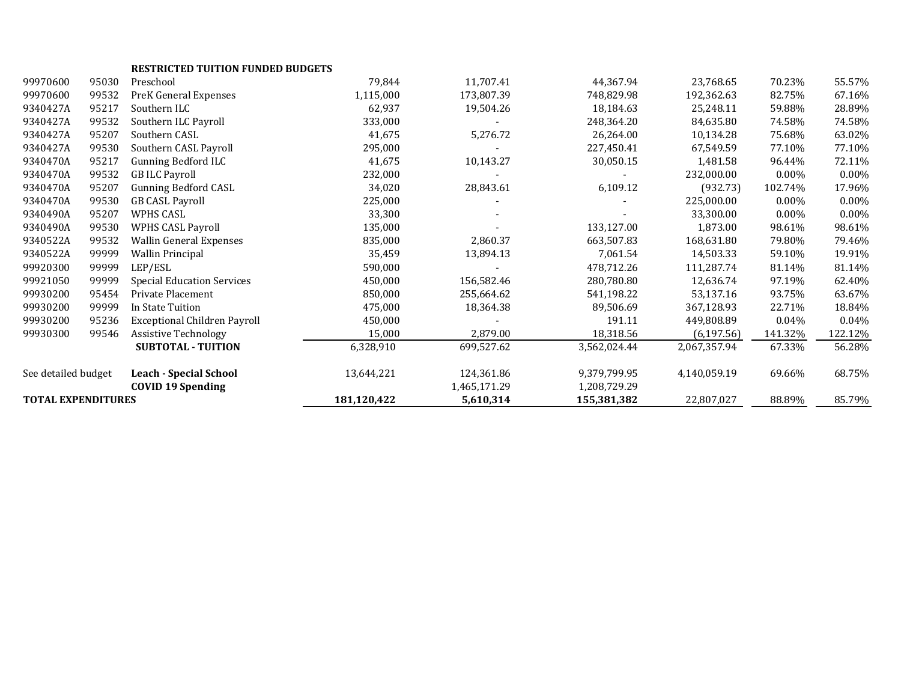| | | **RESTRICTED TUITION FUNDED BUDGETS** | | | | | | |
|---|---|---|---|---|---|---|---|---|
| 99970600 | 95030 | Preschool | 79,844 | 11,707.41 | 44,367.94 | 23,768.65 | 70.23% | 55.57% |
| 99970600 | 99532 | PreK General Expenses | 1,115,000 | 173,807.39 | 748,829.98 | 192,362.63 | 82.75% | 67.16% |
| 9340427A | 95217 | Southern ILC | 62,937 | 19,504.26 | 18,184.63 | 25,248.11 | 59.88% | 28.89% |
| 9340427A | 99532 | Southern ILC Payroll | 333,000 | - | 248,364.20 | 84,635.80 | 74.58% | 74.58% |
| 9340427A | 95207 | Southern CASL | 41,675 | 5,276.72 | 26,264.00 | 10,134.28 | 75.68% | 63.02% |
| 9340427A | 99530 | Southern CASL Payroll | 295,000 | - | 227,450.41 | 67,549.59 | 77.10% | 77.10% |
| 9340470A | 95217 | Gunning Bedford ILC | 41,675 | 10,143.27 | 30,050.15 | 1,481.58 | 96.44% | 72.11% |
| 9340470A | 99532 | GB ILC Payroll | 232,000 | - | - | 232,000.00 | 0.00% | 0.00% |
| 9340470A | 95207 | Gunning Bedford CASL | 34,020 | 28,843.61 | 6,109.12 | (932.73) | 102.74% | 17.96% |
| 9340470A | 99530 | GB CASL Payroll | 225,000 | - | - | 225,000.00 | 0.00% | 0.00% |
| 9340490A | 95207 | WPHS CASL | 33,300 | - | - | 33,300.00 | 0.00% | 0.00% |
| 9340490A | 99530 | WPHS CASL Payroll | 135,000 | - | 133,127.00 | 1,873.00 | 98.61% | 98.61% |
| 9340522A | 99532 | Wallin General Expenses | 835,000 | 2,860.37 | 663,507.83 | 168,631.80 | 79.80% | 79.46% |
| 9340522A | 99999 | Wallin Principal | 35,459 | 13,894.13 | 7,061.54 | 14,503.33 | 59.10% | 19.91% |
| 99920300 | 99999 | LEP/ESL | 590,000 | - | 478,712.26 | 111,287.74 | 81.14% | 81.14% |
| 99921050 | 99999 | Special Education Services | 450,000 | 156,582.46 | 280,780.80 | 12,636.74 | 97.19% | 62.40% |
| 99930200 | 95454 | Private Placement | 850,000 | 255,664.62 | 541,198.22 | 53,137.16 | 93.75% | 63.67% |
| 99930200 | 99999 | In State Tuition | 475,000 | 18,364.38 | 89,506.69 | 367,128.93 | 22.71% | 18.84% |
| 99930200 | 95236 | Exceptional Children Payroll | 450,000 | - | 191.11 | 449,808.89 | 0.04% | 0.04% |
| 99930300 | 99546 | Assistive Technology | 15,000 | 2,879.00 | 18,318.56 | (6,197.56) | 141.32% | 122.12% |
| | | **SUBTOTAL - TUITION** | 6,328,910 | 699,527.62 | 3,562,024.44 | 2,067,357.94 | 67.33% | 56.28% |
| | | | | | | | | |
| See detailed budget | | **Leach - Special School** | 13,644,221 | 124,361.86 | 9,379,799.95 | 4,140,059.19 | 69.66% | 68.75% |
| | | **COVID 19 Spending** | | 1,465,171.29 | 1,208,729.29 | | | |
| **TOTAL EXPENDITURES** | | | **181,120,422** | **5,610,314** | **155,381,382** | 22,807,027 | 88.89% | 85.79% |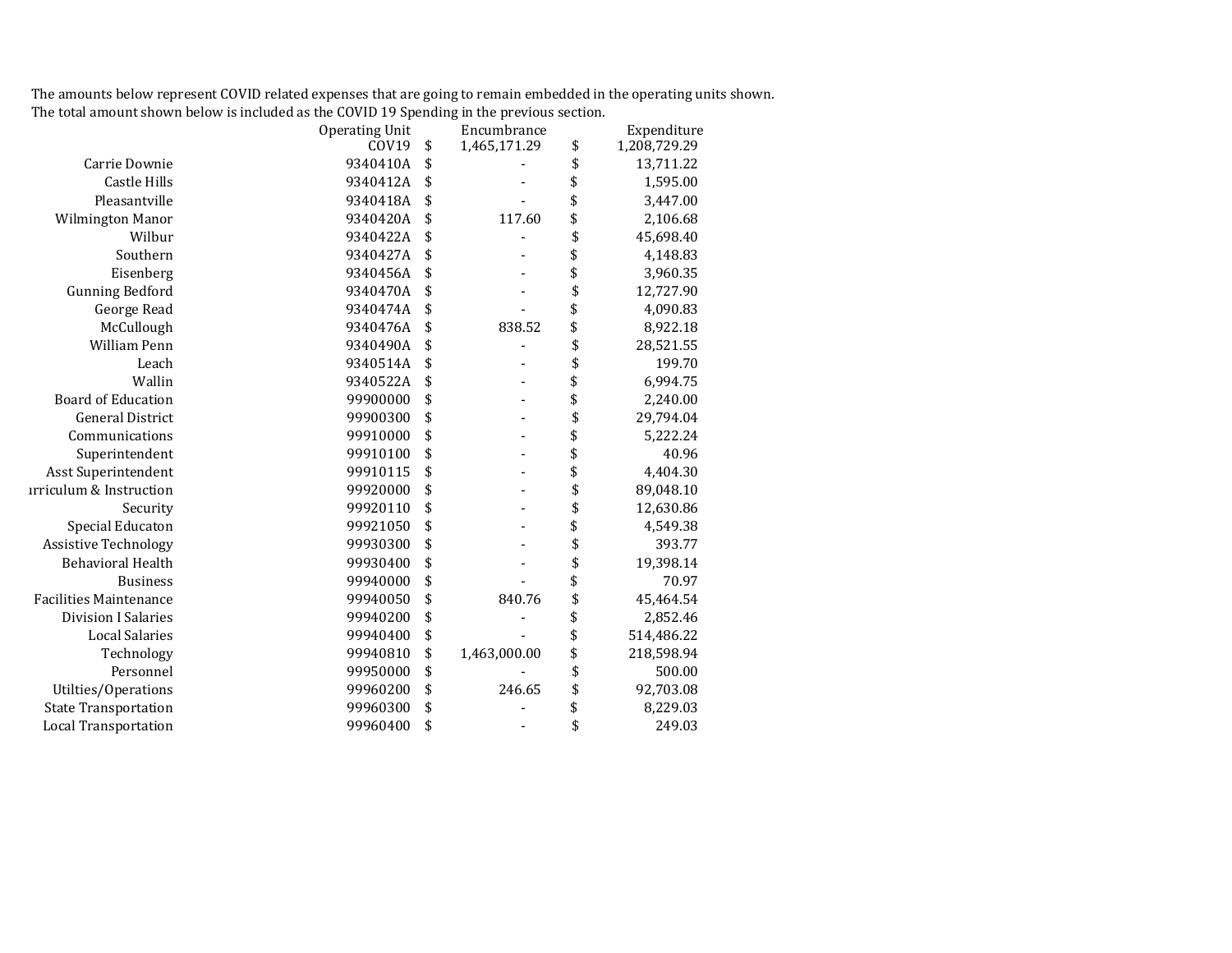The amounts below represent COVID related expenses that are going to remain embedded in the operating units shown.
The total amount shown below is included as the COVID 19 Spending in the previous section.

| | Operating Unit | Encumbrance | Expenditure |
|---|---|---|---|
| | COV19 | $ 1,465,171.29 | $ 1,208,729.29 |
| Carrie Downie | 9340410A | $ - | $ 13,711.22 |
| Castle Hills | 9340412A | $ - | $ 1,595.00 |
| Pleasantville | 9340418A | $ - | $ 3,447.00 |
| Wilmington Manor | 9340420A | $ 117.60 | $ 2,106.68 |
| Wilbur | 9340422A | $ - | $ 45,698.40 |
| Southern | 9340427A | $ - | $ 4,148.83 |
| Eisenberg | 9340456A | $ - | $ 3,960.35 |
| Gunning Bedford | 9340470A | $ - | $ 12,727.90 |
| George Read | 9340474A | $ - | $ 4,090.83 |
| McCullough | 9340476A | $ 838.52 | $ 8,922.18 |
| William Penn | 9340490A | $ - | $ 28,521.55 |
| Leach | 9340514A | $ - | $ 199.70 |
| Wallin | 9340522A | $ - | $ 6,994.75 |
| Board of Education | 99900000 | $ - | $ 2,240.00 |
| General District | 99900300 | $ - | $ 29,794.04 |
| Communications | 99910000 | $ - | $ 5,222.24 |
| Superintendent | 99910100 | $ - | $ 40.96 |
| Asst Superintendent | 99910115 | $ - | $ 4,404.30 |
| ırriculum & Instruction | 99920000 | $ - | $ 89,048.10 |
| Security | 99920110 | $ - | $ 12,630.86 |
| Special Educaton | 99921050 | $ - | $ 4,549.38 |
| Assistive Technology | 99930300 | $ - | $ 393.77 |
| Behavioral Health | 99930400 | $ - | $ 19,398.14 |
| Business | 99940000 | $ - | $ 70.97 |
| Facilities Maintenance | 99940050 | $ 840.76 | $ 45,464.54 |
| Division I Salaries | 99940200 | $ - | $ 2,852.46 |
| Local Salaries | 99940400 | $ - | $ 514,486.22 |
| Technology | 99940810 | $ 1,463,000.00 | $ 218,598.94 |
| Personnel | 99950000 | $ - | $ 500.00 |
| Utilties/Operations | 99960200 | $ 246.65 | $ 92,703.08 |
| State Transportation | 99960300 | $ - | $ 8,229.03 |
| Local Transportation | 99960400 | $ - | $ 249.03 |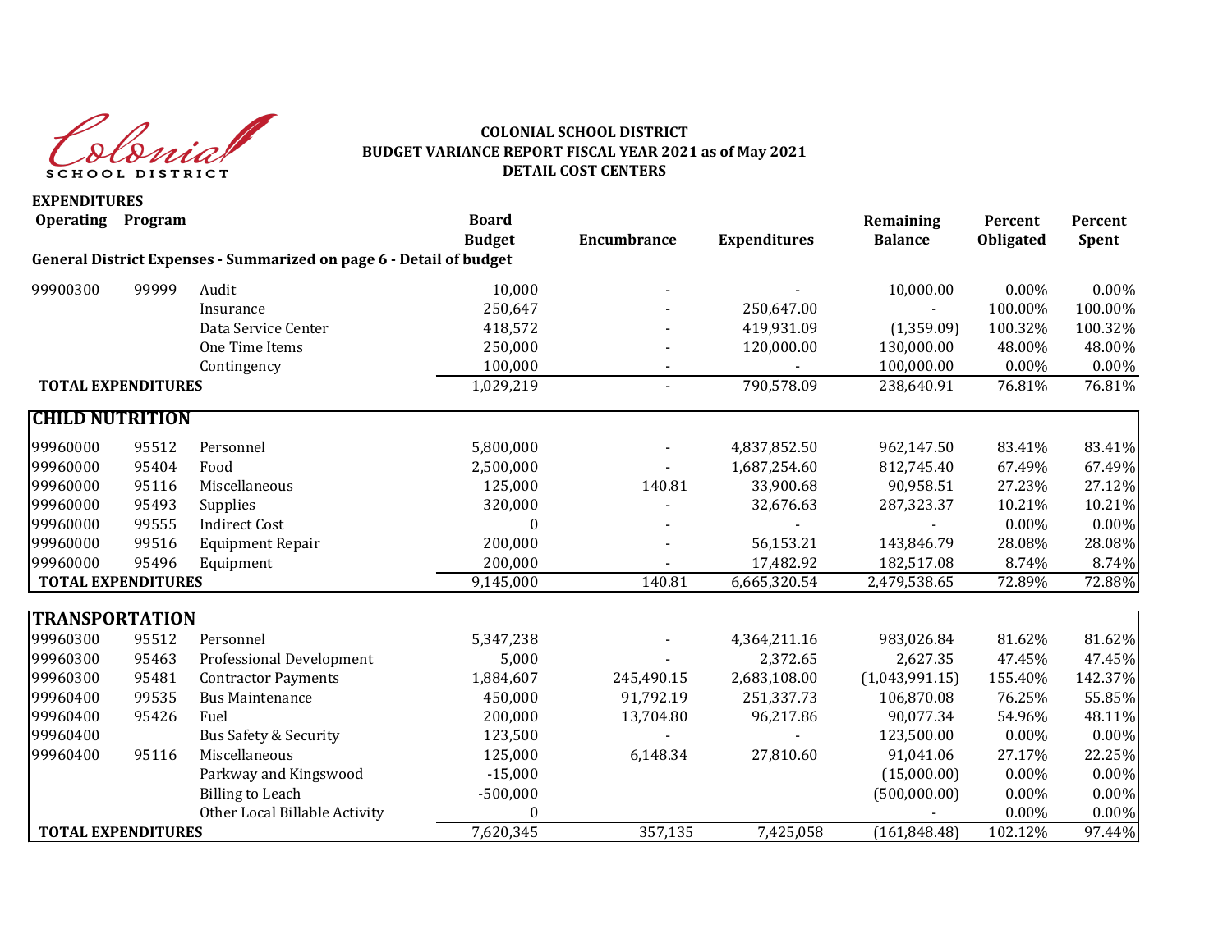# COLONIAL SCHOOL DISTRICT
## BUDGET VARIANCE REPORT FISCAL YEAR 2021 as of May 2021
## DETAIL COST CENTERS

**EXPENDITURES**

| Operating | Program | | Board Budget | Encumbrance | Expenditures | Remaining Balance | Percent Obligated | Percent Spent |
|---|---|---|---|---|---|---|---|---|
| **General District Expenses - Summarized on page 6 - Detail of budget** | | | | | | | | |
| 99900300 | 99999 | Audit | 10,000 | - | - | 10,000.00 | 0.00% | 0.00% |
| | | Insurance | 250,647 | - | 250,647.00 | - | 100.00% | 100.00% |
| | | Data Service Center | 418,572 | - | 419,931.09 | (1,359.09) | 100.32% | 100.32% |
| | | One Time Items | 250,000 | - | 120,000.00 | 130,000.00 | 48.00% | 48.00% |
| | | Contingency | 100,000 | - | - | 100,000.00 | 0.00% | 0.00% |
| **TOTAL EXPENDITURES** | | | 1,029,219 | - | 790,578.09 | 238,640.91 | 76.81% | 76.81% |

| **CHILD NUTRITION** | | | | | | | | |
|---|---|---|---|---|---|---|---|---|
| 99960000 | 95512 | Personnel | 5,800,000 | - | 4,837,852.50 | 962,147.50 | 83.41% | 83.41% |
| 99960000 | 95404 | Food | 2,500,000 | - | 1,687,254.60 | 812,745.40 | 67.49% | 67.49% |
| 99960000 | 95116 | Miscellaneous | 125,000 | 140.81 | 33,900.68 | 90,958.51 | 27.23% | 27.12% |
| 99960000 | 95493 | Supplies | 320,000 | - | 32,676.63 | 287,323.37 | 10.21% | 10.21% |
| 99960000 | 99555 | Indirect Cost | 0 | - | - | - | 0.00% | 0.00% |
| 99960000 | 99516 | Equipment Repair | 200,000 | - | 56,153.21 | 143,846.79 | 28.08% | 28.08% |
| 99960000 | 95496 | Equipment | 200,000 | - | 17,482.92 | 182,517.08 | 8.74% | 8.74% |
| **TOTAL EXPENDITURES** | | | 9,145,000 | 140.81 | 6,665,320.54 | 2,479,538.65 | 72.89% | 72.88% |

| **TRANSPORTATION** | | | | | | | | |
|---|---|---|---|---|---|---|---|---|
| 99960300 | 95512 | Personnel | 5,347,238 | - | 4,364,211.16 | 983,026.84 | 81.62% | 81.62% |
| 99960300 | 95463 | Professional Development | 5,000 | - | 2,372.65 | 2,627.35 | 47.45% | 47.45% |
| 99960300 | 95481 | Contractor Payments | 1,884,607 | 245,490.15 | 2,683,108.00 | (1,043,991.15) | 155.40% | 142.37% |
| 99960400 | 99535 | Bus Maintenance | 450,000 | 91,792.19 | 251,337.73 | 106,870.08 | 76.25% | 55.85% |
| 99960400 | 95426 | Fuel | 200,000 | 13,704.80 | 96,217.86 | 90,077.34 | 54.96% | 48.11% |
| 99960400 | | Bus Safety & Security | 123,500 | - | - | 123,500.00 | 0.00% | 0.00% |
| 99960400 | 95116 | Miscellaneous | 125,000 | 6,148.34 | 27,810.60 | 91,041.06 | 27.17% | 22.25% |
| | | Parkway and Kingswood | -15,000 | | | (15,000.00) | 0.00% | 0.00% |
| | | Billing to Leach | -500,000 | | | (500,000.00) | 0.00% | 0.00% |
| | | Other Local Billable Activity | 0 | | | - | 0.00% | 0.00% |
| **TOTAL EXPENDITURES** | | | 7,620,345 | 357,135 | 7,425,058 | (161,848.48) | 102.12% | 97.44% |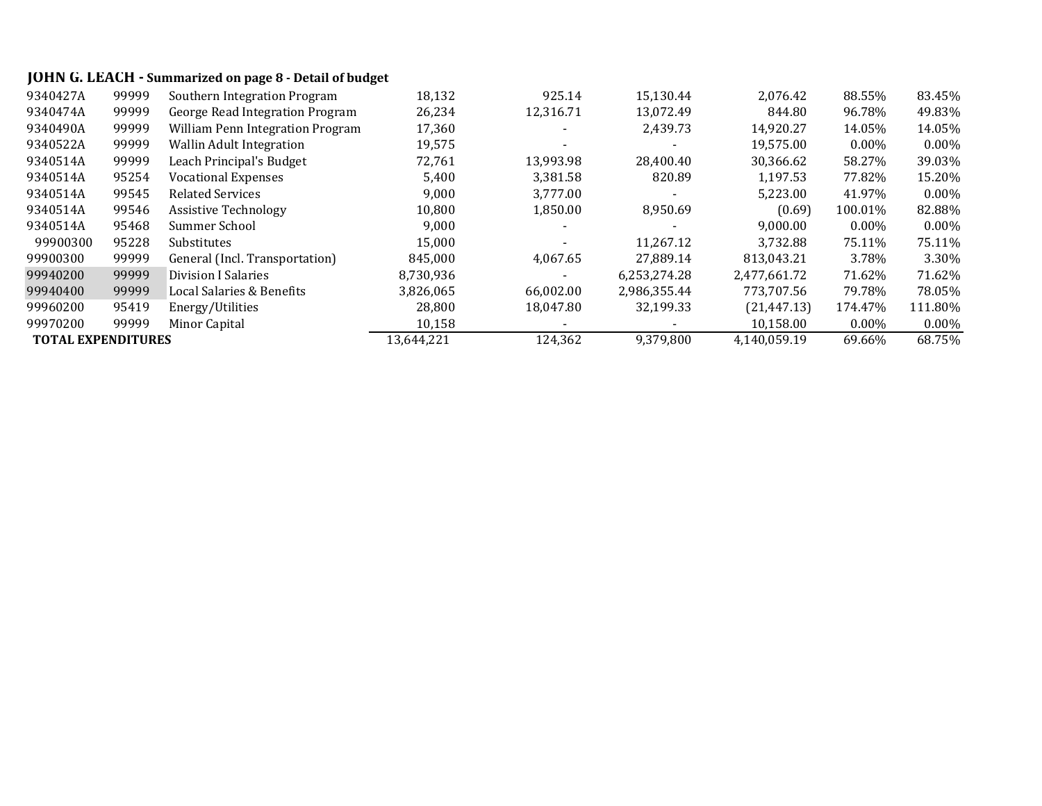**JOHN G. LEACH - Summarized on page 8 - Detail of budget**

| | | | | | | | | |
|---|---|---|---|---|---|---|---|---|
| 9340427A | 99999 | Southern Integration Program | 18,132 | 925.14 | 15,130.44 | 2,076.42 | 88.55% | 83.45% |
| 9340474A | 99999 | George Read Integration Program | 26,234 | 12,316.71 | 13,072.49 | 844.80 | 96.78% | 49.83% |
| 9340490A | 99999 | William Penn Integration Program | 17,360 | - | 2,439.73 | 14,920.27 | 14.05% | 14.05% |
| 9340522A | 99999 | Wallin Adult Integration | 19,575 | - | - | 19,575.00 | 0.00% | 0.00% |
| 9340514A | 99999 | Leach Principal's Budget | 72,761 | 13,993.98 | 28,400.40 | 30,366.62 | 58.27% | 39.03% |
| 9340514A | 95254 | Vocational Expenses | 5,400 | 3,381.58 | 820.89 | 1,197.53 | 77.82% | 15.20% |
| 9340514A | 99545 | Related Services | 9,000 | 3,777.00 | - | 5,223.00 | 41.97% | 0.00% |
| 9340514A | 99546 | Assistive Technology | 10,800 | 1,850.00 | 8,950.69 | (0.69) | 100.01% | 82.88% |
| 9340514A | 95468 | Summer School | 9,000 | - | - | 9,000.00 | 0.00% | 0.00% |
| 99900300 | 95228 | Substitutes | 15,000 | - | 11,267.12 | 3,732.88 | 75.11% | 75.11% |
| 99900300 | 99999 | General (Incl. Transportation) | 845,000 | 4,067.65 | 27,889.14 | 813,043.21 | 3.78% | 3.30% |
| 99940200 | 99999 | Division I Salaries | 8,730,936 | - | 6,253,274.28 | 2,477,661.72 | 71.62% | 71.62% |
| 99940400 | 99999 | Local Salaries & Benefits | 3,826,065 | 66,002.00 | 2,986,355.44 | 773,707.56 | 79.78% | 78.05% |
| 99960200 | 95419 | Energy/Utilities | 28,800 | 18,047.80 | 32,199.33 | (21,447.13) | 174.47% | 111.80% |
| 99970200 | 99999 | Minor Capital | 10,158 | - | - | 10,158.00 | 0.00% | 0.00% |
| **TOTAL EXPENDITURES** | | | 13,644,221 | 124,362 | 9,379,800 | 4,140,059.19 | 69.66% | 68.75% |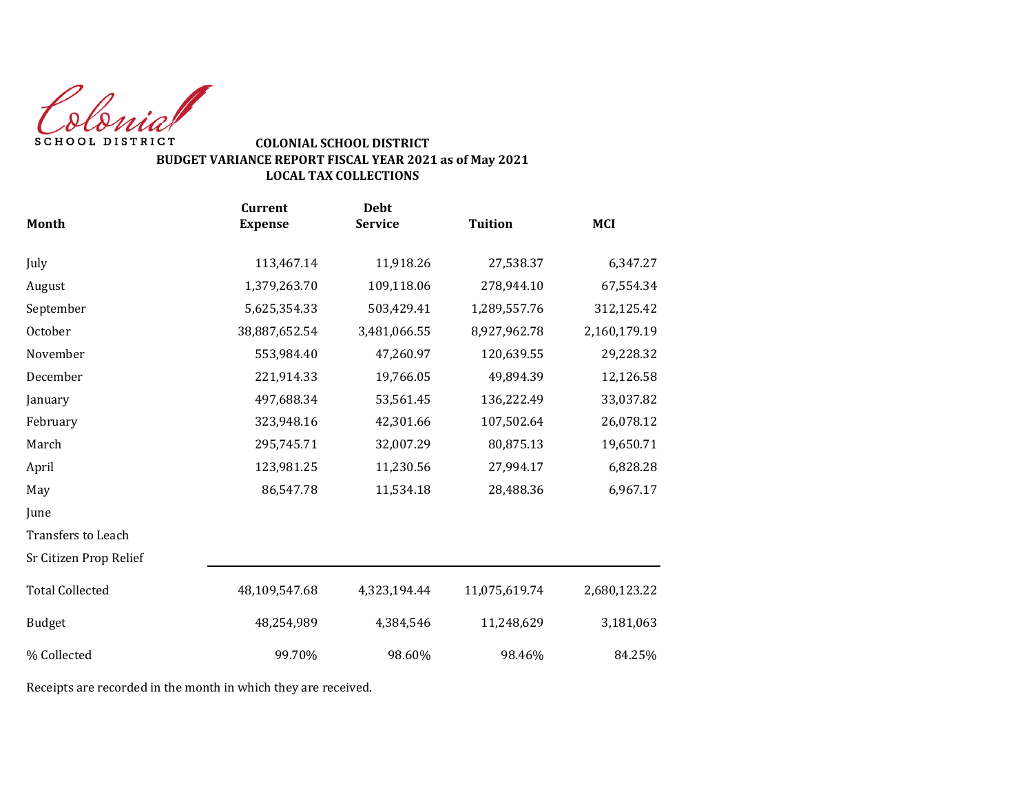Colonial SCHOOL DISTRICT

**COLONIAL SCHOOL DISTRICT**
**BUDGET VARIANCE REPORT FISCAL YEAR 2021 as of May 2021**
**LOCAL TAX COLLECTIONS**

| Month | Current Expense | Debt Service | Tuition | MCI |
|---|---|---|---|---|
| July | 113,467.14 | 11,918.26 | 27,538.37 | 6,347.27 |
| August | 1,379,263.70 | 109,118.06 | 278,944.10 | 67,554.34 |
| September | 5,625,354.33 | 503,429.41 | 1,289,557.76 | 312,125.42 |
| October | 38,887,652.54 | 3,481,066.55 | 8,927,962.78 | 2,160,179.19 |
| November | 553,984.40 | 47,260.97 | 120,639.55 | 29,228.32 |
| December | 221,914.33 | 19,766.05 | 49,894.39 | 12,126.58 |
| January | 497,688.34 | 53,561.45 | 136,222.49 | 33,037.82 |
| February | 323,948.16 | 42,301.66 | 107,502.64 | 26,078.12 |
| March | 295,745.71 | 32,007.29 | 80,875.13 | 19,650.71 |
| April | 123,981.25 | 11,230.56 | 27,994.17 | 6,828.28 |
| May | 86,547.78 | 11,534.18 | 28,488.36 | 6,967.17 |
| June | | | | |
| Transfers to Leach | | | | |
| Sr Citizen Prop Relief | | | | |
| Total Collected | 48,109,547.68 | 4,323,194.44 | 11,075,619.74 | 2,680,123.22 |
| Budget | 48,254,989 | 4,384,546 | 11,248,629 | 3,181,063 |
| % Collected | 99.70% | 98.60% | 98.46% | 84.25% |

Receipts are recorded in the month in which they are received.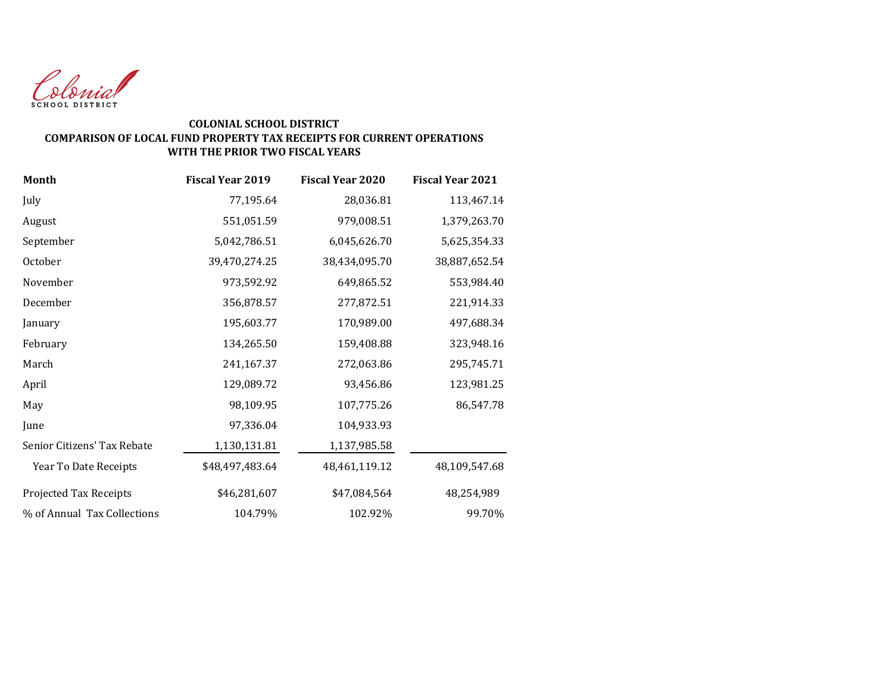Colonial
SCHOOL DISTRICT

**COLONIAL SCHOOL DISTRICT**
**COMPARISON OF LOCAL FUND PROPERTY TAX RECEIPTS FOR CURRENT OPERATIONS**
**WITH THE PRIOR TWO FISCAL YEARS**

| Month | Fiscal Year 2019 | Fiscal Year 2020 | Fiscal Year 2021 |
|---|---|---|---|
| July | 77,195.64 | 28,036.81 | 113,467.14 |
| August | 551,051.59 | 979,008.51 | 1,379,263.70 |
| September | 5,042,786.51 | 6,045,626.70 | 5,625,354.33 |
| October | 39,470,274.25 | 38,434,095.70 | 38,887,652.54 |
| November | 973,592.92 | 649,865.52 | 553,984.40 |
| December | 356,878.57 | 277,872.51 | 221,914.33 |
| January | 195,603.77 | 170,989.00 | 497,688.34 |
| February | 134,265.50 | 159,408.88 | 323,948.16 |
| March | 241,167.37 | 272,063.86 | 295,745.71 |
| April | 129,089.72 | 93,456.86 | 123,981.25 |
| May | 98,109.95 | 107,775.26 | 86,547.78 |
| June | 97,336.04 | 104,933.93 | |
| Senior Citizens' Tax Rebate | 1,130,131.81 | 1,137,985.58 | |
| Year To Date Receipts | $48,497,483.64 | 48,461,119.12 | 48,109,547.68 |
| Projected Tax Receipts | $46,281,607 | $47,084,564 | 48,254,989 |
| % of Annual Tax Collections | 104.79% | 102.92% | 99.70% |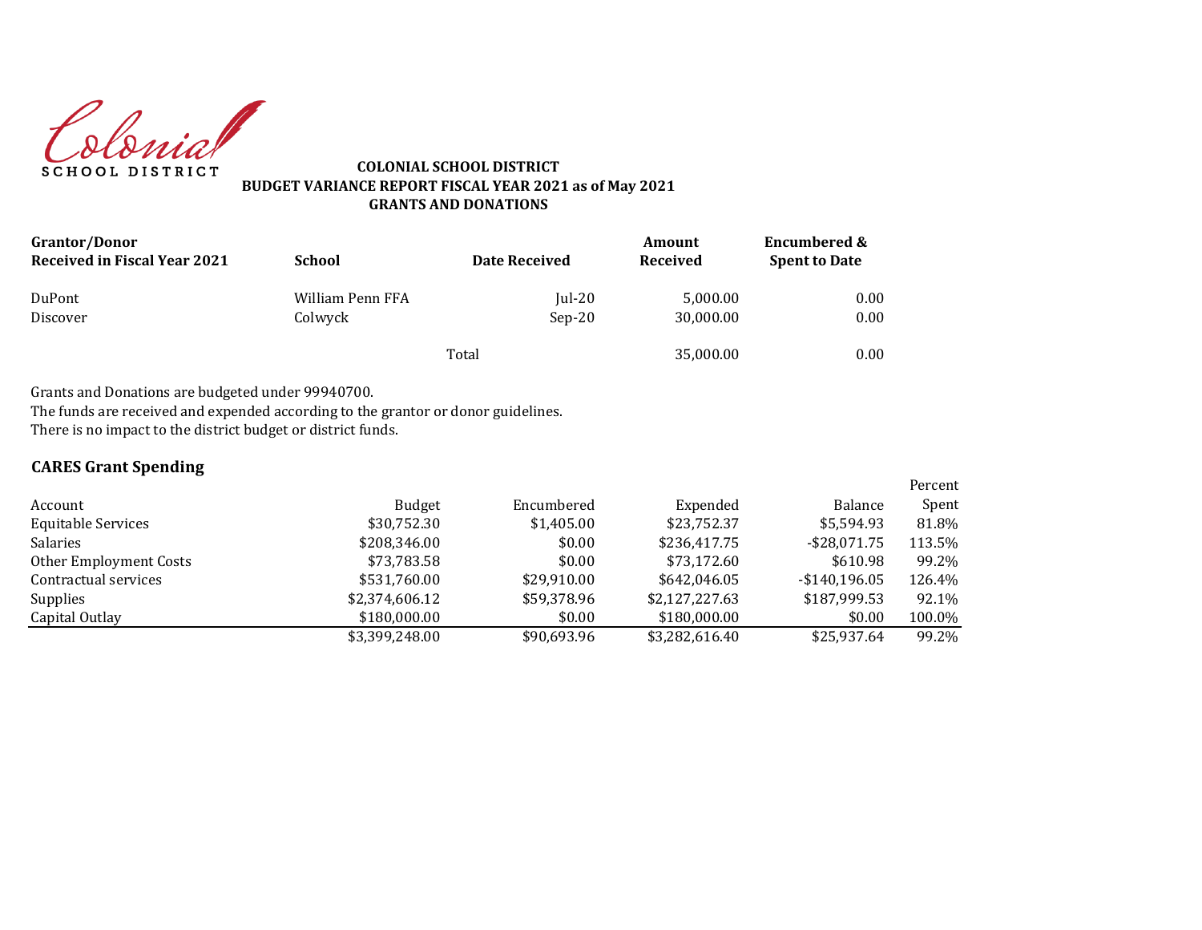Colonial SCHOOL DISTRICT

**COLONIAL SCHOOL DISTRICT**
**BUDGET VARIANCE REPORT FISCAL YEAR 2021 as of May 2021**
**GRANTS AND DONATIONS**

| Grantor/Donor Received in Fiscal Year 2021 | School | Date Received | Amount Received | Encumbered & Spent to Date |
|---|---|---|---|---|
| DuPont | William Penn FFA | Jul-20 | 5,000.00 | 0.00 |
| Discover | Colwyck | Sep-20 | 30,000.00 | 0.00 |
| | | Total | 35,000.00 | 0.00 |

Grants and Donations are budgeted under 99940700.
The funds are received and expended according to the grantor or donor guidelines.
There is no impact to the district budget or district funds.

**CARES Grant Spending**

| Account | Budget | Encumbered | Expended | Balance | Percent Spent |
|---|---|---|---|---|---|
| Equitable Services | $30,752.30 | $1,405.00 | $23,752.37 | $5,594.93 | 81.8% |
| Salaries | $208,346.00 | $0.00 | $236,417.75 | -$28,071.75 | 113.5% |
| Other Employment Costs | $73,783.58 | $0.00 | $73,172.60 | $610.98 | 99.2% |
| Contractual services | $531,760.00 | $29,910.00 | $642,046.05 | -$140,196.05 | 126.4% |
| Supplies | $2,374,606.12 | $59,378.96 | $2,127,227.63 | $187,999.53 | 92.1% |
| Capital Outlay | $180,000.00 | $0.00 | $180,000.00 | $0.00 | 100.0% |
| | $3,399,248.00 | $90,693.96 | $3,282,616.40 | $25,937.64 | 99.2% |